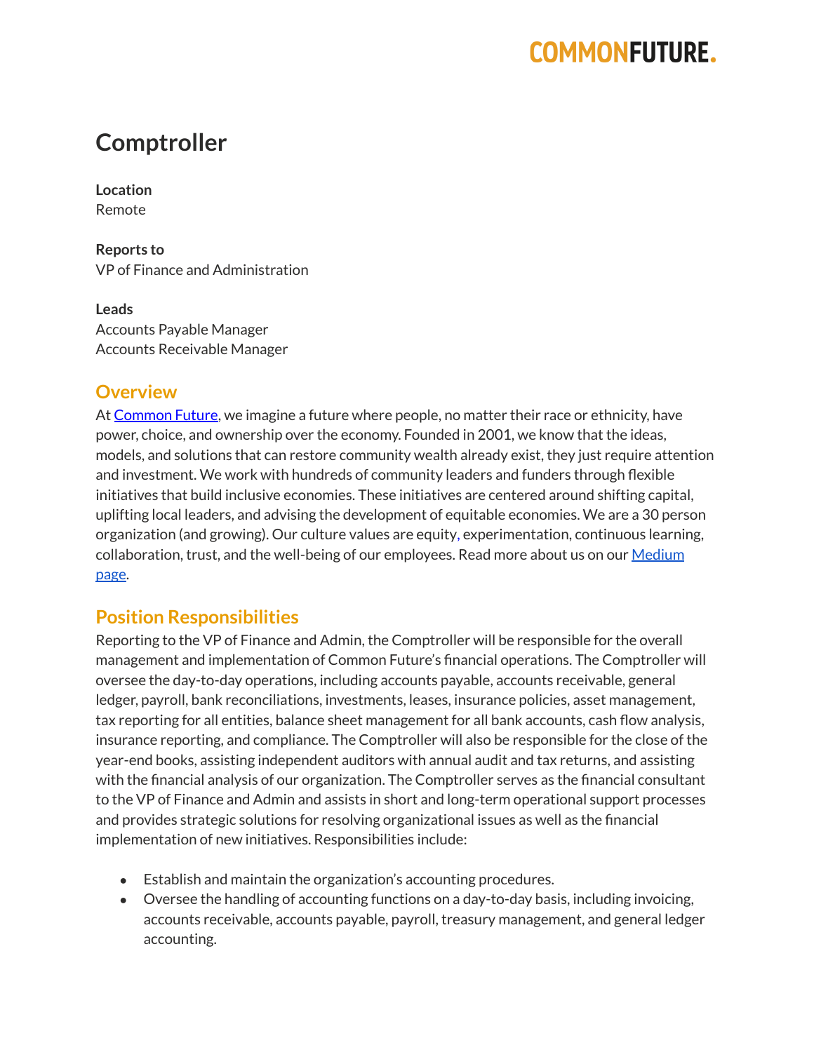# Comptroller

**Location**
Remote

**Reports to**
VP of Finance and Administration

**Leads**
Accounts Payable Manager
Accounts Receivable Manager

## Overview

At [Common Future](), we imagine a future where people, no matter their race or ethnicity, have power, choice, and ownership over the economy. Founded in 2001, we know that the ideas, models, and solutions that can restore community wealth already exist, they just require attention and investment. We work with hundreds of community leaders and funders through flexible initiatives that build inclusive economies. These initiatives are centered around shifting capital, uplifting local leaders, and advising the development of equitable economies. We are a 30 person organization (and growing). Our culture values are equity, experimentation, continuous learning, collaboration, trust, and the well-being of our employees. Read more about us on our [Medium page]().

## Position Responsibilities

Reporting to the VP of Finance and Admin, the Comptroller will be responsible for the overall management and implementation of Common Future's financial operations. The Comptroller will oversee the day-to-day operations, including accounts payable, accounts receivable, general ledger, payroll, bank reconciliations, investments, leases, insurance policies, asset management, tax reporting for all entities, balance sheet management for all bank accounts, cash flow analysis, insurance reporting, and compliance. The Comptroller will also be responsible for the close of the year-end books, assisting independent auditors with annual audit and tax returns, and assisting with the financial analysis of our organization. The Comptroller serves as the financial consultant to the VP of Finance and Admin and assists in short and long-term operational support processes and provides strategic solutions for resolving organizational issues as well as the financial implementation of new initiatives. Responsibilities include:

- Establish and maintain the organization's accounting procedures.
- Oversee the handling of accounting functions on a day-to-day basis, including invoicing, accounts receivable, accounts payable, payroll, treasury management, and general ledger accounting.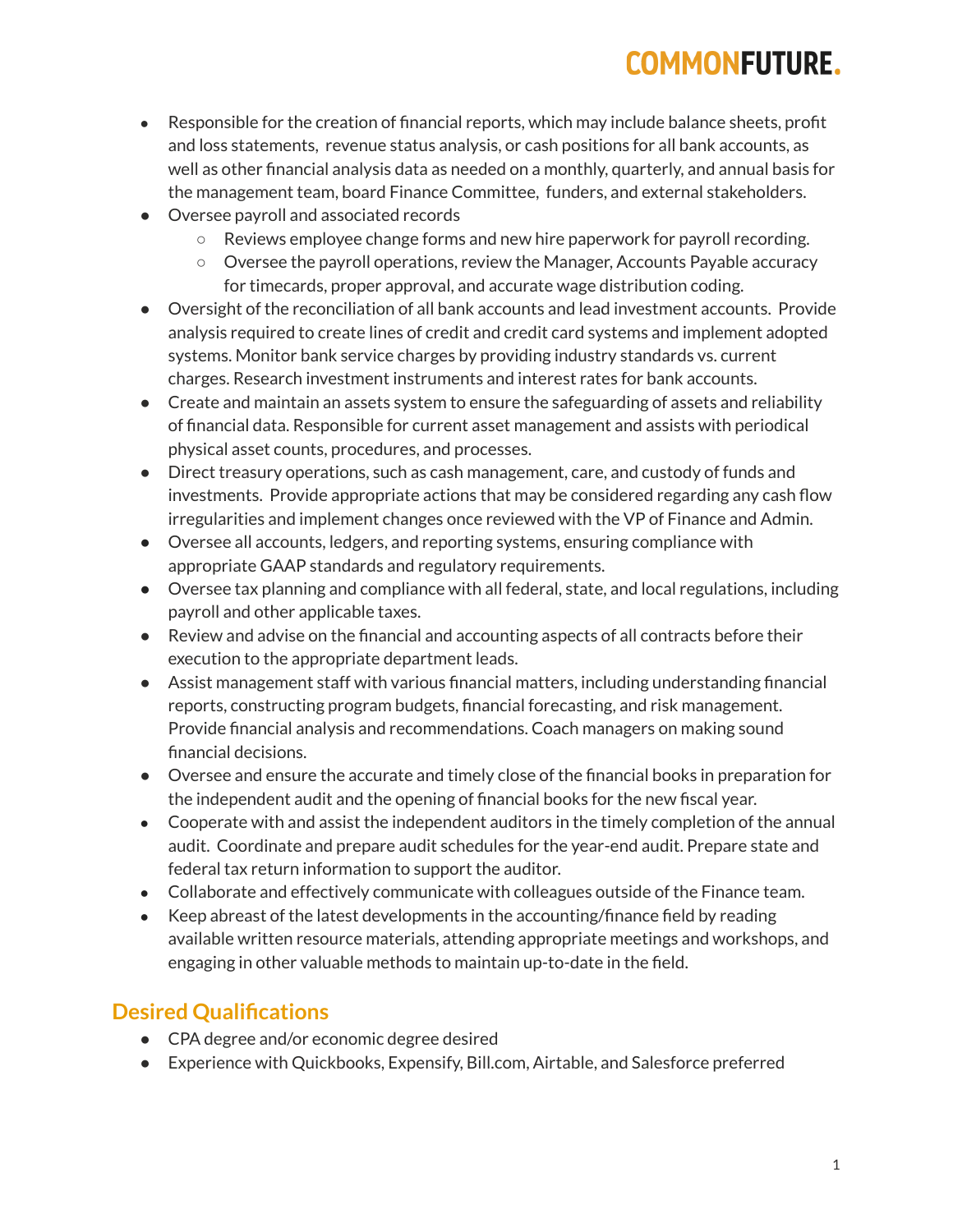- Responsible for the creation of financial reports, which may include balance sheets, profit and loss statements, revenue status analysis, or cash positions for all bank accounts, as well as other financial analysis data as needed on a monthly, quarterly, and annual basis for the management team, board Finance Committee, funders, and external stakeholders.
- Oversee payroll and associated records
  - Reviews employee change forms and new hire paperwork for payroll recording.
  - Oversee the payroll operations, review the Manager, Accounts Payable accuracy for timecards, proper approval, and accurate wage distribution coding.
- Oversight of the reconciliation of all bank accounts and lead investment accounts. Provide analysis required to create lines of credit and credit card systems and implement adopted systems. Monitor bank service charges by providing industry standards vs. current charges. Research investment instruments and interest rates for bank accounts.
- Create and maintain an assets system to ensure the safeguarding of assets and reliability of financial data. Responsible for current asset management and assists with periodical physical asset counts, procedures, and processes.
- Direct treasury operations, such as cash management, care, and custody of funds and investments. Provide appropriate actions that may be considered regarding any cash flow irregularities and implement changes once reviewed with the VP of Finance and Admin.
- Oversee all accounts, ledgers, and reporting systems, ensuring compliance with appropriate GAAP standards and regulatory requirements.
- Oversee tax planning and compliance with all federal, state, and local regulations, including payroll and other applicable taxes.
- Review and advise on the financial and accounting aspects of all contracts before their execution to the appropriate department leads.
- Assist management staff with various financial matters, including understanding financial reports, constructing program budgets, financial forecasting, and risk management. Provide financial analysis and recommendations. Coach managers on making sound financial decisions.
- Oversee and ensure the accurate and timely close of the financial books in preparation for the independent audit and the opening of financial books for the new fiscal year.
- Cooperate with and assist the independent auditors in the timely completion of the annual audit. Coordinate and prepare audit schedules for the year-end audit. Prepare state and federal tax return information to support the auditor.
- Collaborate and effectively communicate with colleagues outside of the Finance team.
- Keep abreast of the latest developments in the accounting/finance field by reading available written resource materials, attending appropriate meetings and workshops, and engaging in other valuable methods to maintain up-to-date in the field.

## Desired Qualifications

- CPA degree and/or economic degree desired
- Experience with Quickbooks, Expensify, Bill.com, Airtable, and Salesforce preferred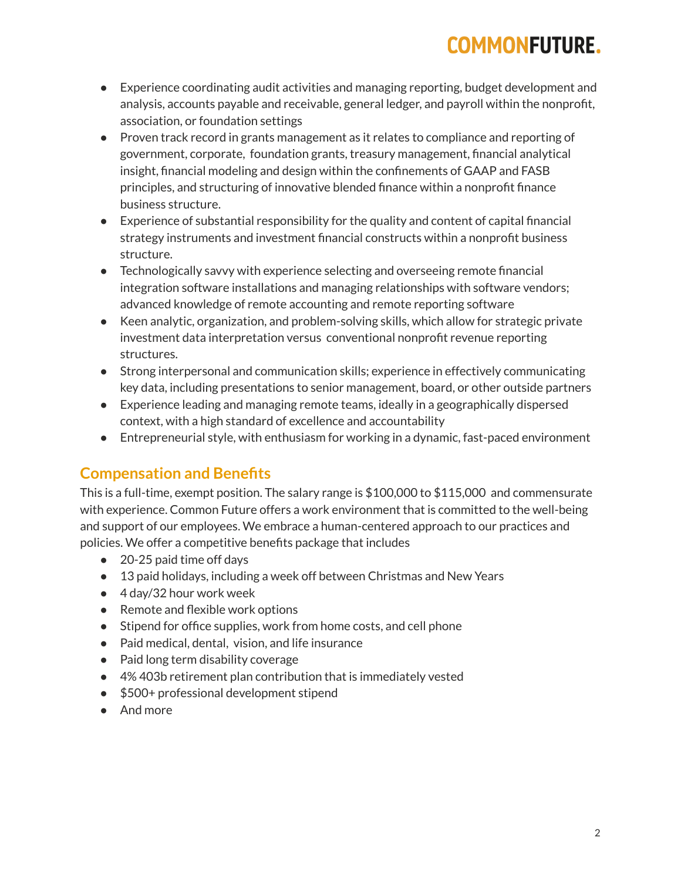- Experience coordinating audit activities and managing reporting, budget development and analysis, accounts payable and receivable, general ledger, and payroll within the nonprofit, association, or foundation settings
- Proven track record in grants management as it relates to compliance and reporting of government, corporate, foundation grants, treasury management, financial analytical insight, financial modeling and design within the confinements of GAAP and FASB principles, and structuring of innovative blended finance within a nonprofit finance business structure.
- Experience of substantial responsibility for the quality and content of capital financial strategy instruments and investment financial constructs within a nonprofit business structure.
- Technologically savvy with experience selecting and overseeing remote financial integration software installations and managing relationships with software vendors; advanced knowledge of remote accounting and remote reporting software
- Keen analytic, organization, and problem-solving skills, which allow for strategic private investment data interpretation versus conventional nonprofit revenue reporting structures.
- Strong interpersonal and communication skills; experience in effectively communicating key data, including presentations to senior management, board, or other outside partners
- Experience leading and managing remote teams, ideally in a geographically dispersed context, with a high standard of excellence and accountability
- Entrepreneurial style, with enthusiasm for working in a dynamic, fast-paced environment

## Compensation and Benefits

This is a full-time, exempt position. The salary range is $100,000 to $115,000 and commensurate with experience. Common Future offers a work environment that is committed to the well-being and support of our employees. We embrace a human-centered approach to our practices and policies. We offer a competitive benefits package that includes

- 20-25 paid time off days
- 13 paid holidays, including a week off between Christmas and New Years
- 4 day/32 hour work week
- Remote and flexible work options
- Stipend for office supplies, work from home costs, and cell phone
- Paid medical, dental, vision, and life insurance
- Paid long term disability coverage
- 4% 403b retirement plan contribution that is immediately vested
- $500+ professional development stipend
- And more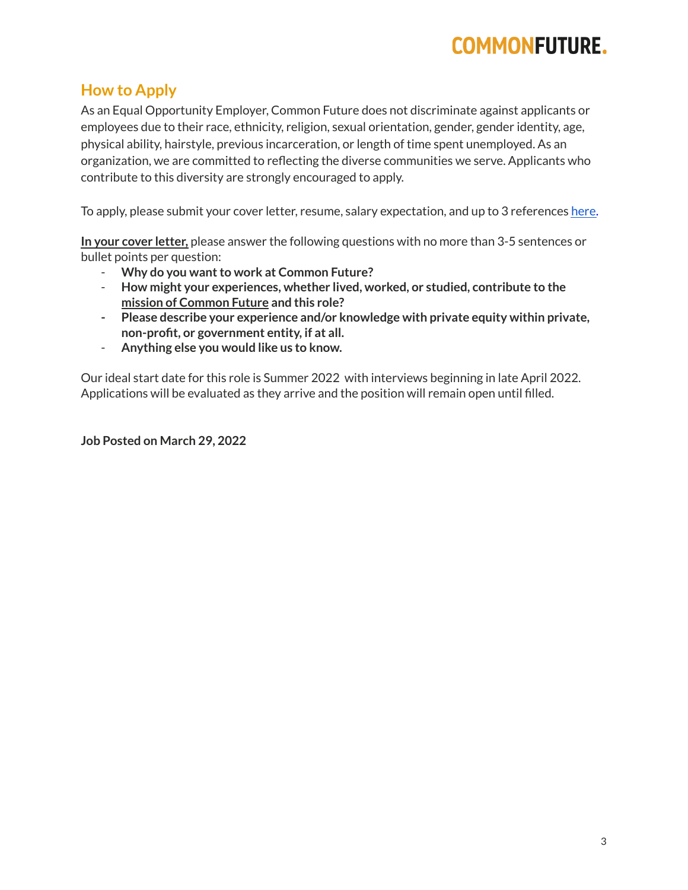## How to Apply

As an Equal Opportunity Employer, Common Future does not discriminate against applicants or employees due to their race, ethnicity, religion, sexual orientation, gender, gender identity, age, physical ability, hairstyle, previous incarceration, or length of time spent unemployed. As an organization, we are committed to reflecting the diverse communities we serve. Applicants who contribute to this diversity are strongly encouraged to apply.

To apply, please submit your cover letter, resume, salary expectation, and up to 3 references here.

**In your cover letter,** please answer the following questions with no more than 3-5 sentences or bullet points per question:

- **Why do you want to work at Common Future?**
- **How might your experiences, whether lived, worked, or studied, contribute to the mission of Common Future and this role?**
- **Please describe your experience and/or knowledge with private equity within private, non-profit, or government entity, if at all.**
- **Anything else you would like us to know.**

Our ideal start date for this role is Summer 2022 with interviews beginning in late April 2022. Applications will be evaluated as they arrive and the position will remain open until filled.

**Job Posted on March 29, 2022**